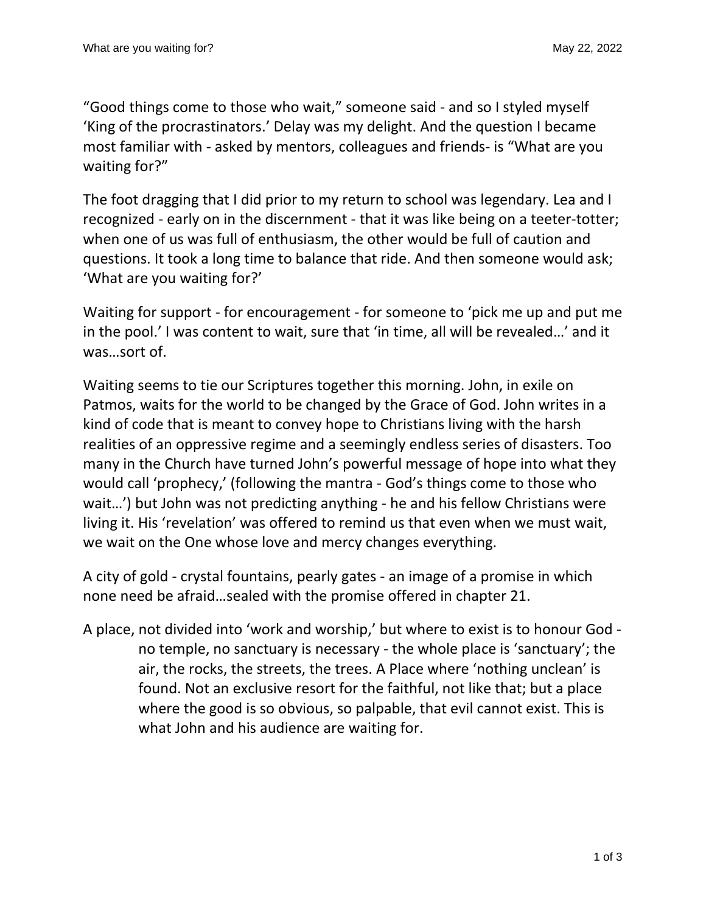"Good things come to those who wait," someone said - and so I styled myself 'King of the procrastinators.' Delay was my delight. And the question I became most familiar with - asked by mentors, colleagues and friends- is "What are you waiting for?"

The foot dragging that I did prior to my return to school was legendary. Lea and I recognized - early on in the discernment - that it was like being on a teeter-totter; when one of us was full of enthusiasm, the other would be full of caution and questions. It took a long time to balance that ride. And then someone would ask; 'What are you waiting for?'

Waiting for support - for encouragement - for someone to 'pick me up and put me in the pool.' I was content to wait, sure that 'in time, all will be revealed…' and it was…sort of.

Waiting seems to tie our Scriptures together this morning. John, in exile on Patmos, waits for the world to be changed by the Grace of God. John writes in a kind of code that is meant to convey hope to Christians living with the harsh realities of an oppressive regime and a seemingly endless series of disasters. Too many in the Church have turned John's powerful message of hope into what they would call 'prophecy,' (following the mantra - God's things come to those who wait…') but John was not predicting anything - he and his fellow Christians were living it. His 'revelation' was offered to remind us that even when we must wait, we wait on the One whose love and mercy changes everything.

A city of gold - crystal fountains, pearly gates - an image of a promise in which none need be afraid…sealed with the promise offered in chapter 21.

A place, not divided into 'work and worship,' but where to exist is to honour God - no temple, no sanctuary is necessary - the whole place is 'sanctuary'; the air, the rocks, the streets, the trees. A Place where 'nothing unclean' is found. Not an exclusive resort for the faithful, not like that; but a place where the good is so obvious, so palpable, that evil cannot exist. This is what John and his audience are waiting for.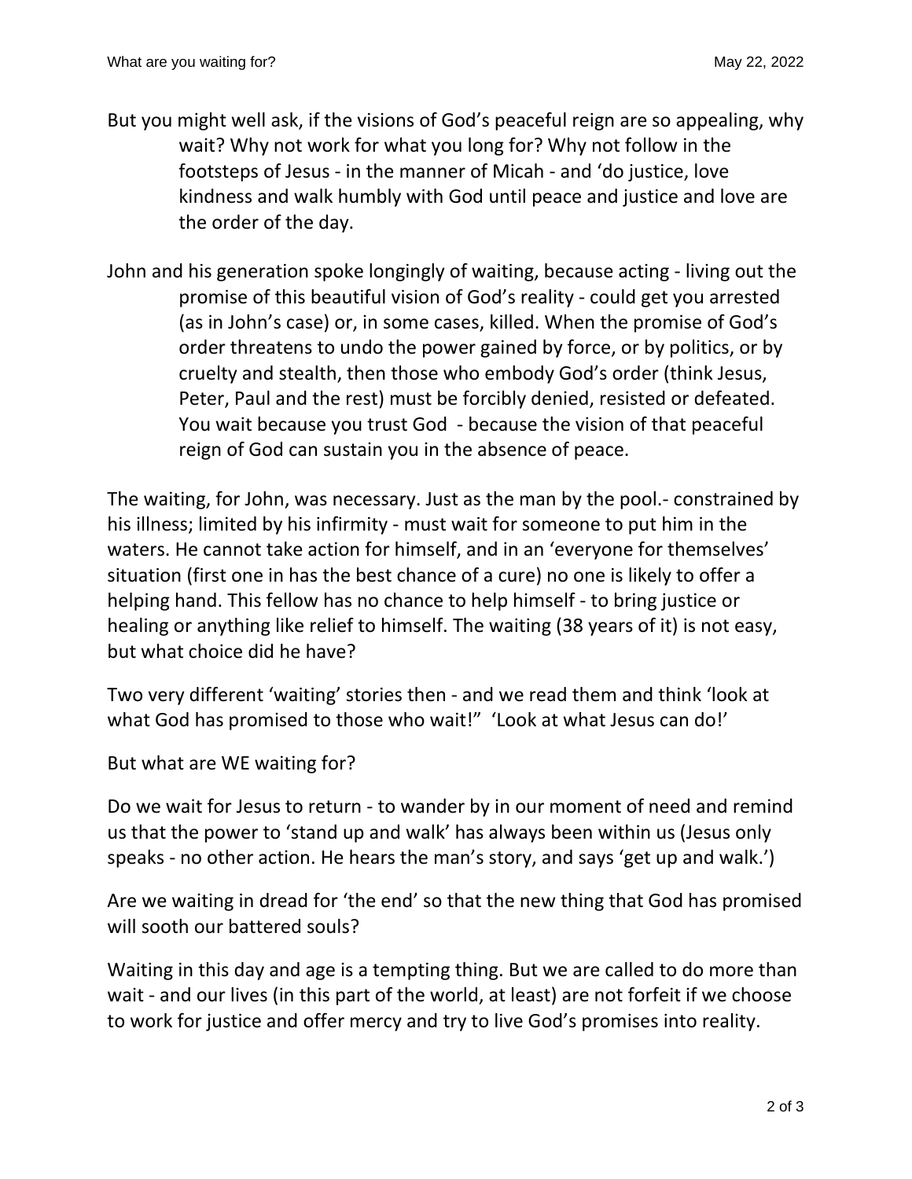But you might well ask, if the visions of God's peaceful reign are so appealing, why wait? Why not work for what you long for? Why not follow in the footsteps of Jesus - in the manner of Micah - and 'do justice, love kindness and walk humbly with God until peace and justice and love are the order of the day.

John and his generation spoke longingly of waiting, because acting - living out the promise of this beautiful vision of God's reality - could get you arrested (as in John's case) or, in some cases, killed. When the promise of God's order threatens to undo the power gained by force, or by politics, or by cruelty and stealth, then those who embody God's order (think Jesus, Peter, Paul and the rest) must be forcibly denied, resisted or defeated. You wait because you trust God - because the vision of that peaceful reign of God can sustain you in the absence of peace.

The waiting, for John, was necessary. Just as the man by the pool.- constrained by his illness; limited by his infirmity - must wait for someone to put him in the waters. He cannot take action for himself, and in an 'everyone for themselves' situation (first one in has the best chance of a cure) no one is likely to offer a helping hand. This fellow has no chance to help himself - to bring justice or healing or anything like relief to himself. The waiting (38 years of it) is not easy, but what choice did he have?

Two very different 'waiting' stories then - and we read them and think 'look at what God has promised to those who wait!" 'Look at what Jesus can do!'

But what are WE waiting for?

Do we wait for Jesus to return - to wander by in our moment of need and remind us that the power to 'stand up and walk' has always been within us (Jesus only speaks - no other action. He hears the man's story, and says 'get up and walk.')

Are we waiting in dread for 'the end' so that the new thing that God has promised will sooth our battered souls?

Waiting in this day and age is a tempting thing. But we are called to do more than wait - and our lives (in this part of the world, at least) are not forfeit if we choose to work for justice and offer mercy and try to live God's promises into reality.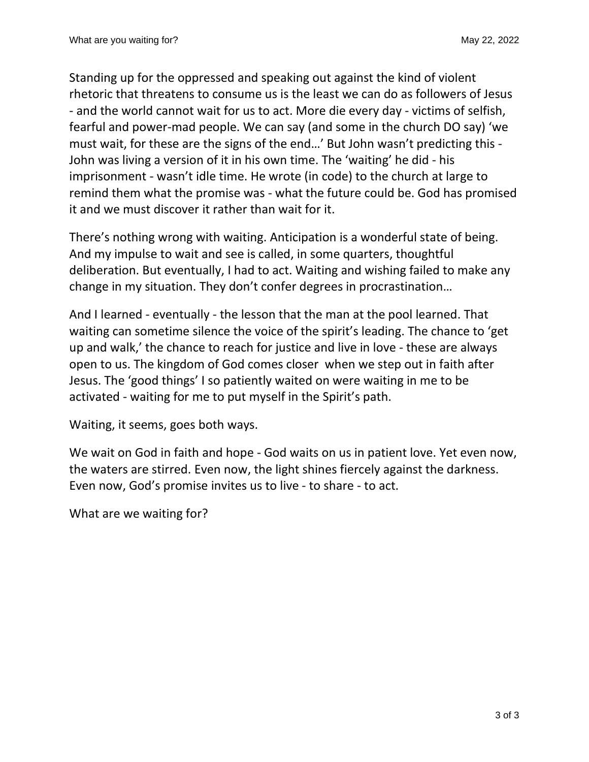Standing up for the oppressed and speaking out against the kind of violent rhetoric that threatens to consume us is the least we can do as followers of Jesus - and the world cannot wait for us to act. More die every day - victims of selfish, fearful and power-mad people. We can say (and some in the church DO say) 'we must wait, for these are the signs of the end…' But John wasn't predicting this - John was living a version of it in his own time. The 'waiting' he did - his imprisonment - wasn't idle time. He wrote (in code) to the church at large to remind them what the promise was - what the future could be. God has promised it and we must discover it rather than wait for it.

There's nothing wrong with waiting. Anticipation is a wonderful state of being. And my impulse to wait and see is called, in some quarters, thoughtful deliberation. But eventually, I had to act. Waiting and wishing failed to make any change in my situation. They don't confer degrees in procrastination…

And I learned - eventually - the lesson that the man at the pool learned. That waiting can sometime silence the voice of the spirit's leading. The chance to 'get up and walk,' the chance to reach for justice and live in love - these are always open to us. The kingdom of God comes closer when we step out in faith after Jesus. The 'good things' I so patiently waited on were waiting in me to be activated - waiting for me to put myself in the Spirit's path.

Waiting, it seems, goes both ways.

We wait on God in faith and hope - God waits on us in patient love. Yet even now, the waters are stirred. Even now, the light shines fiercely against the darkness. Even now, God's promise invites us to live - to share - to act.

What are we waiting for?